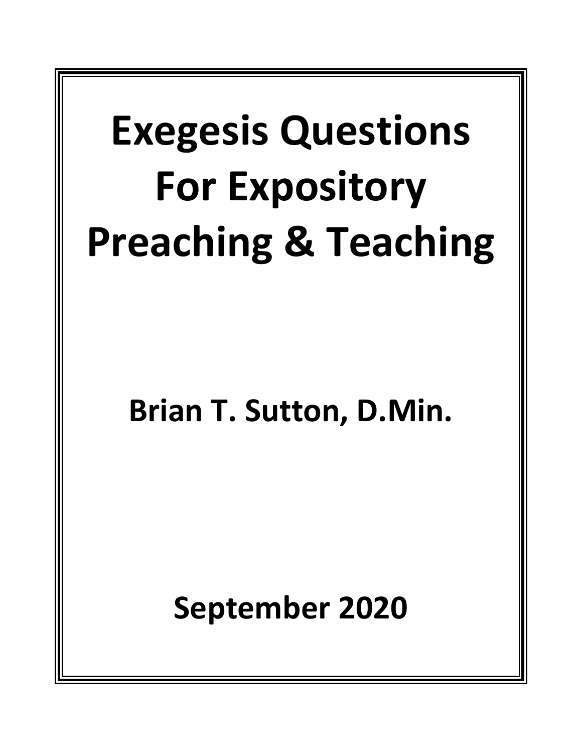# Exegesis Questions For Expository Preaching & Teaching

**Brian T. Sutton, D.Min.**

**September 2020**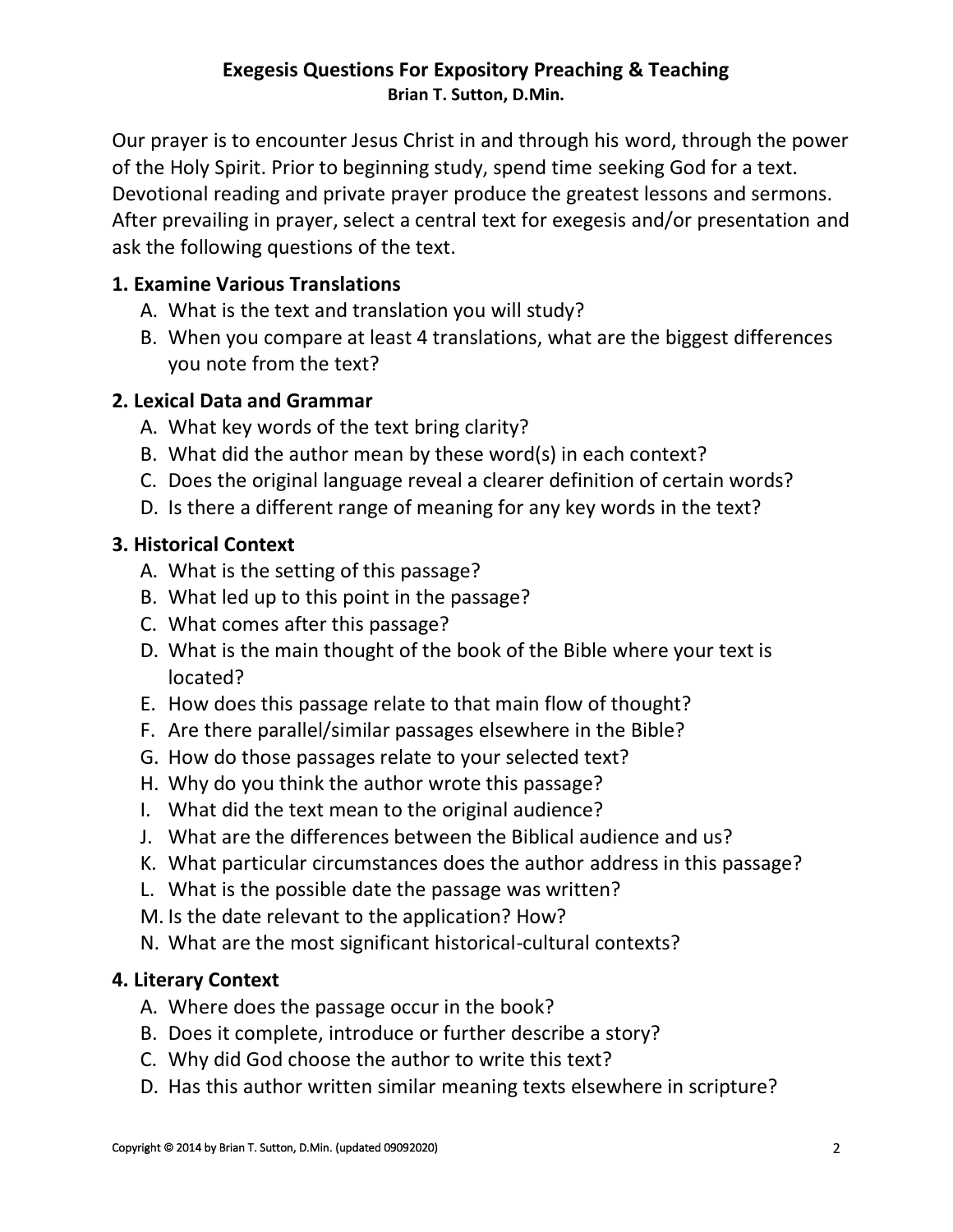# Exegesis Questions For Expository Preaching & Teaching

**Brian T. Sutton, D.Min.**

Our prayer is to encounter Jesus Christ in and through his word, through the power of the Holy Spirit. Prior to beginning study, spend time seeking God for a text. Devotional reading and private prayer produce the greatest lessons and sermons. After prevailing in prayer, select a central text for exegesis and/or presentation and ask the following questions of the text.

## 1. Examine Various Translations

A. What is the text and translation you will study?
B. When you compare at least 4 translations, what are the biggest differences you note from the text?

## 2. Lexical Data and Grammar

A. What key words of the text bring clarity?
B. What did the author mean by these word(s) in each context?
C. Does the original language reveal a clearer definition of certain words?
D. Is there a different range of meaning for any key words in the text?

## 3. Historical Context

A. What is the setting of this passage?
B. What led up to this point in the passage?
C. What comes after this passage?
D. What is the main thought of the book of the Bible where your text is located?
E. How does this passage relate to that main flow of thought?
F. Are there parallel/similar passages elsewhere in the Bible?
G. How do those passages relate to your selected text?
H. Why do you think the author wrote this passage?
I. What did the text mean to the original audience?
J. What are the differences between the Biblical audience and us?
K. What particular circumstances does the author address in this passage?
L. What is the possible date the passage was written?
M. Is the date relevant to the application? How?
N. What are the most significant historical-cultural contexts?

## 4. Literary Context

A. Where does the passage occur in the book?
B. Does it complete, introduce or further describe a story?
C. Why did God choose the author to write this text?
D. Has this author written similar meaning texts elsewhere in scripture?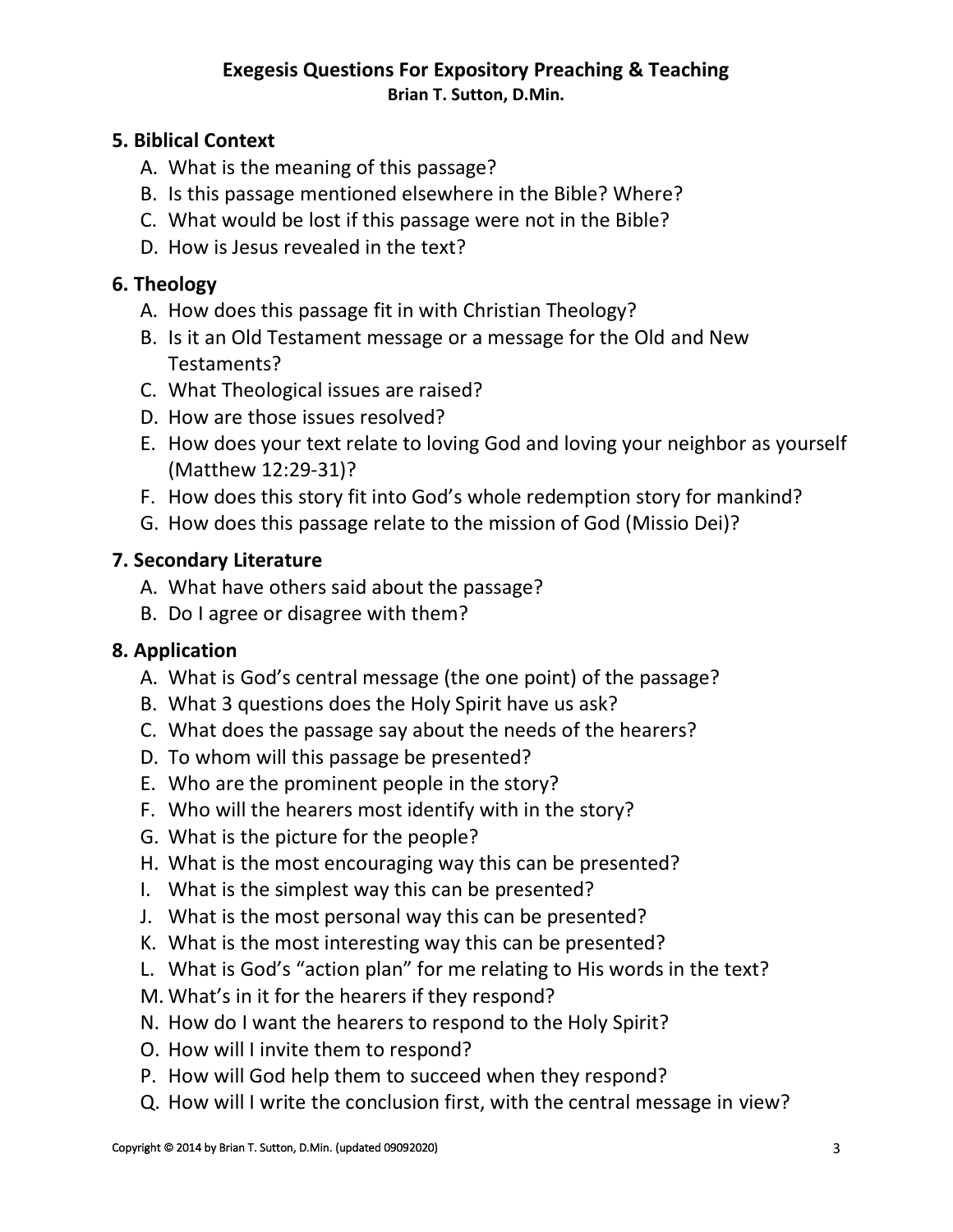**Exegesis Questions For Expository Preaching & Teaching**
**Brian T. Sutton, D.Min.**

## 5. Biblical Context

A. What is the meaning of this passage?
B. Is this passage mentioned elsewhere in the Bible? Where?
C. What would be lost if this passage were not in the Bible?
D. How is Jesus revealed in the text?

## 6. Theology

A. How does this passage fit in with Christian Theology?
B. Is it an Old Testament message or a message for the Old and New Testaments?
C. What Theological issues are raised?
D. How are those issues resolved?
E. How does your text relate to loving God and loving your neighbor as yourself (Matthew 12:29-31)?
F. How does this story fit into God's whole redemption story for mankind?
G. How does this passage relate to the mission of God (Missio Dei)?

## 7. Secondary Literature

A. What have others said about the passage?
B. Do I agree or disagree with them?

## 8. Application

A. What is God's central message (the one point) of the passage?
B. What 3 questions does the Holy Spirit have us ask?
C. What does the passage say about the needs of the hearers?
D. To whom will this passage be presented?
E. Who are the prominent people in the story?
F. Who will the hearers most identify with in the story?
G. What is the picture for the people?
H. What is the most encouraging way this can be presented?
I. What is the simplest way this can be presented?
J. What is the most personal way this can be presented?
K. What is the most interesting way this can be presented?
L. What is God's "action plan" for me relating to His words in the text?
M. What's in it for the hearers if they respond?
N. How do I want the hearers to respond to the Holy Spirit?
O. How will I invite them to respond?
P. How will God help them to succeed when they respond?
Q. How will I write the conclusion first, with the central message in view?

Copyright © 2014 by Brian T. Sutton, D.Min. (updated 09092020)